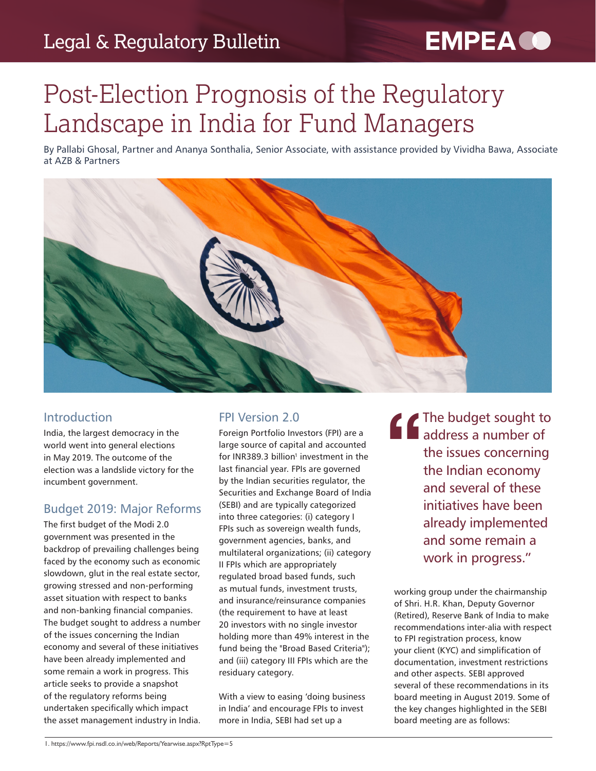# Post-Election Prognosis of the Regulatory Landscape in India for Fund Managers

By Pallabi Ghosal, Partner and Ananya Sonthalia, Senior Associate, with assistance provided by Vividha Bawa, Associate at AZB & Partners

## Introduction

India, the largest democracy in the world went into general elections in May 2019. The outcome of the election was a landslide victory for the incumbent government.

## Budget 2019: Major Reforms

The first budget of the Modi 2.0 government was presented in the backdrop of prevailing challenges being faced by the economy such as economic slowdown, glut in the real estate sector, growing stressed and non-performing asset situation with respect to banks and non-banking financial companies. The budget sought to address a number of the issues concerning the Indian economy and several of these initiatives have been already implemented and some remain a work in progress. This article seeks to provide a snapshot of the regulatory reforms being undertaken specifically which impact the asset management industry in India.

## FPI Version 2.0

Foreign Portfolio Investors (FPI) are a large source of capital and accounted for INR389.3 billion[1] investment in the last financial year. FPIs are governed by the Indian securities regulator, the Securities and Exchange Board of India (SEBI) and are typically categorized into three categories: (i) category I FPIs such as sovereign wealth funds, government agencies, banks, and multilateral organizations; (ii) category II FPIs which are appropriately regulated broad based funds, such as mutual funds, investment trusts, and insurance/reinsurance companies (the requirement to have at least 20 investors with no single investor holding more than 49% interest in the fund being the "Broad Based Criteria"); and (iii) category III FPIs which are the residuary category.

With a view to easing 'doing business in India' and encourage FPIs to invest more in India, SEBI had set up a working group under the chairmanship of Shri. H.R. Khan, Deputy Governor (Retired), Reserve Bank of India to make recommendations inter-alia with respect to FPI registration process, know your client (KYC) and simplification of documentation, investment restrictions and other aspects. SEBI approved several of these recommendations in its board meeting in August 2019. Some of the key changes highlighted in the SEBI board meeting are as follows:

> "The budget sought to address a number of the issues concerning the Indian economy and several of these initiatives have been already implemented and some remain a work in progress."

1. https://www.fpi.nsdl.co.in/web/Reports/Yearwise.aspx?RptType=5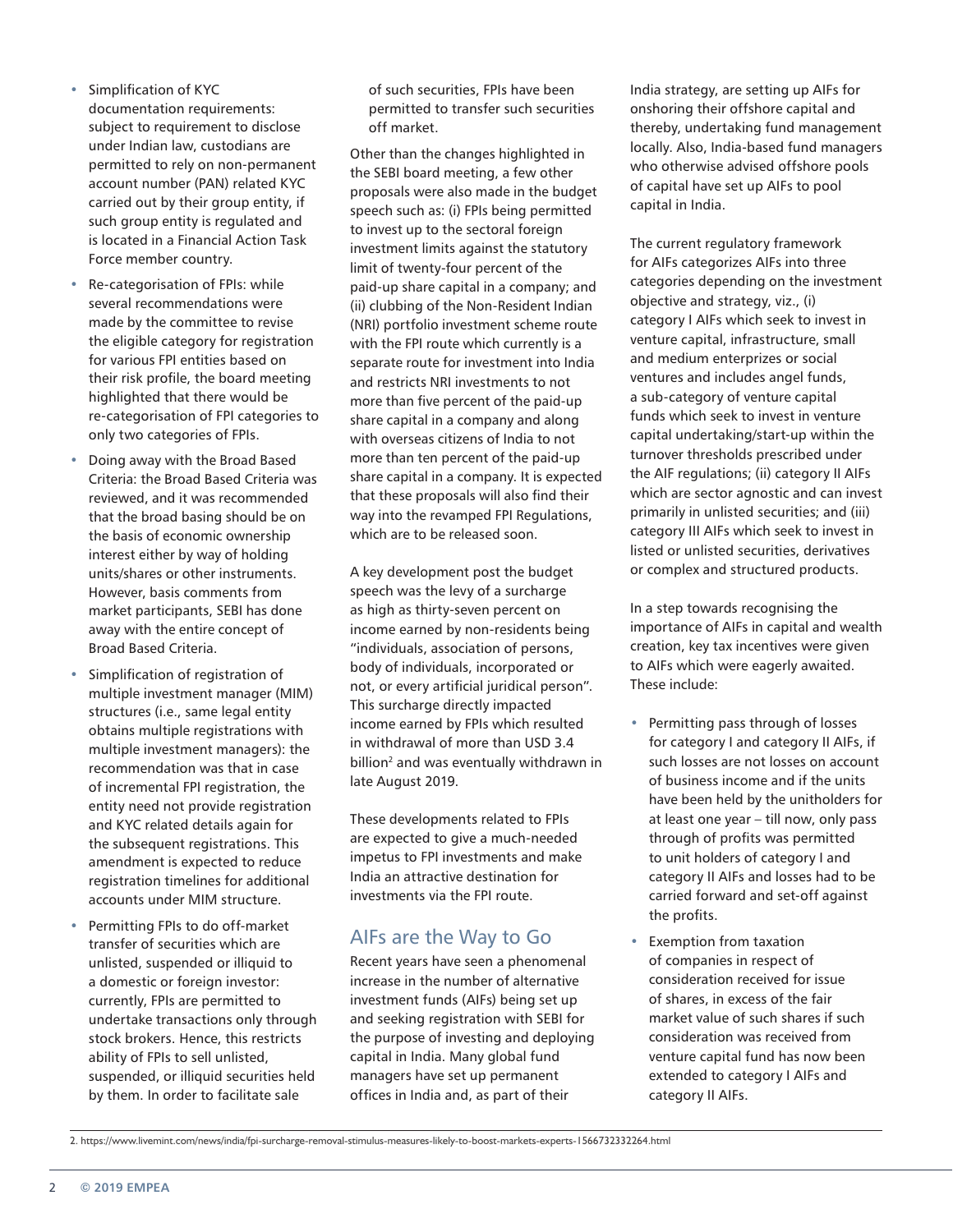- Simplification of KYC documentation requirements: subject to requirement to disclose under Indian law, custodians are permitted to rely on non-permanent account number (PAN) related KYC carried out by their group entity, if such group entity is regulated and is located in a Financial Action Task Force member country.
- Re-categorisation of FPIs: while several recommendations were made by the committee to revise the eligible category for registration for various FPI entities based on their risk profile, the board meeting highlighted that there would be re-categorisation of FPI categories to only two categories of FPIs.
- Doing away with the Broad Based Criteria: the Broad Based Criteria was reviewed, and it was recommended that the broad basing should be on the basis of economic ownership interest either by way of holding units/shares or other instruments. However, basis comments from market participants, SEBI has done away with the entire concept of Broad Based Criteria.
- Simplification of registration of multiple investment manager (MIM) structures (i.e., same legal entity obtains multiple registrations with multiple investment managers): the recommendation was that in case of incremental FPI registration, the entity need not provide registration and KYC related details again for the subsequent registrations. This amendment is expected to reduce registration timelines for additional accounts under MIM structure.
- Permitting FPIs to do off-market transfer of securities which are unlisted, suspended or illiquid to a domestic or foreign investor: currently, FPIs are permitted to undertake transactions only through stock brokers. Hence, this restricts ability of FPIs to sell unlisted, suspended, or illiquid securities held by them. In order to facilitate sale of such securities, FPIs have been permitted to transfer such securities off market.

Other than the changes highlighted in the SEBI board meeting, a few other proposals were also made in the budget speech such as: (i) FPIs being permitted to invest up to the sectoral foreign investment limits against the statutory limit of twenty-four percent of the paid-up share capital in a company; and (ii) clubbing of the Non-Resident Indian (NRI) portfolio investment scheme route with the FPI route which currently is a separate route for investment into India and restricts NRI investments to not more than five percent of the paid-up share capital in a company and along with overseas citizens of India to not more than ten percent of the paid-up share capital in a company. It is expected that these proposals will also find their way into the revamped FPI Regulations, which are to be released soon.

A key development post the budget speech was the levy of a surcharge as high as thirty-seven percent on income earned by non-residents being "individuals, association of persons, body of individuals, incorporated or not, or every artificial juridical person". This surcharge directly impacted income earned by FPIs which resulted in withdrawal of more than USD 3.4 billion[2] and was eventually withdrawn in late August 2019.

These developments related to FPIs are expected to give a much-needed impetus to FPI investments and make India an attractive destination for investments via the FPI route.

## AIFs are the Way to Go

Recent years have seen a phenomenal increase in the number of alternative investment funds (AIFs) being set up and seeking registration with SEBI for the purpose of investing and deploying capital in India. Many global fund managers have set up permanent offices in India and, as part of their India strategy, are setting up AIFs for onshoring their offshore capital and thereby, undertaking fund management locally. Also, India-based fund managers who otherwise advised offshore pools of capital have set up AIFs to pool capital in India.

The current regulatory framework for AIFs categorizes AIFs into three categories depending on the investment objective and strategy, viz., (i) category I AIFs which seek to invest in venture capital, infrastructure, small and medium enterprizes or social ventures and includes angel funds, a sub-category of venture capital funds which seek to invest in venture capital undertaking/start-up within the turnover thresholds prescribed under the AIF regulations; (ii) category II AIFs which are sector agnostic and can invest primarily in unlisted securities; and (iii) category III AIFs which seek to invest in listed or unlisted securities, derivatives or complex and structured products.

In a step towards recognising the importance of AIFs in capital and wealth creation, key tax incentives were given to AIFs which were eagerly awaited. These include:

- Permitting pass through of losses for category I and category II AIFs, if such losses are not losses on account of business income and if the units have been held by the unitholders for at least one year – till now, only pass through of profits was permitted to unit holders of category I and category II AIFs and losses had to be carried forward and set-off against the profits.
- Exemption from taxation of companies in respect of consideration received for issue of shares, in excess of the fair market value of such shares if such consideration was received from venture capital fund has now been extended to category I AIFs and category II AIFs.

2. https://www.livemint.com/news/india/fpi-surcharge-removal-stimulus-measures-likely-to-boost-markets-experts-1566732332264.html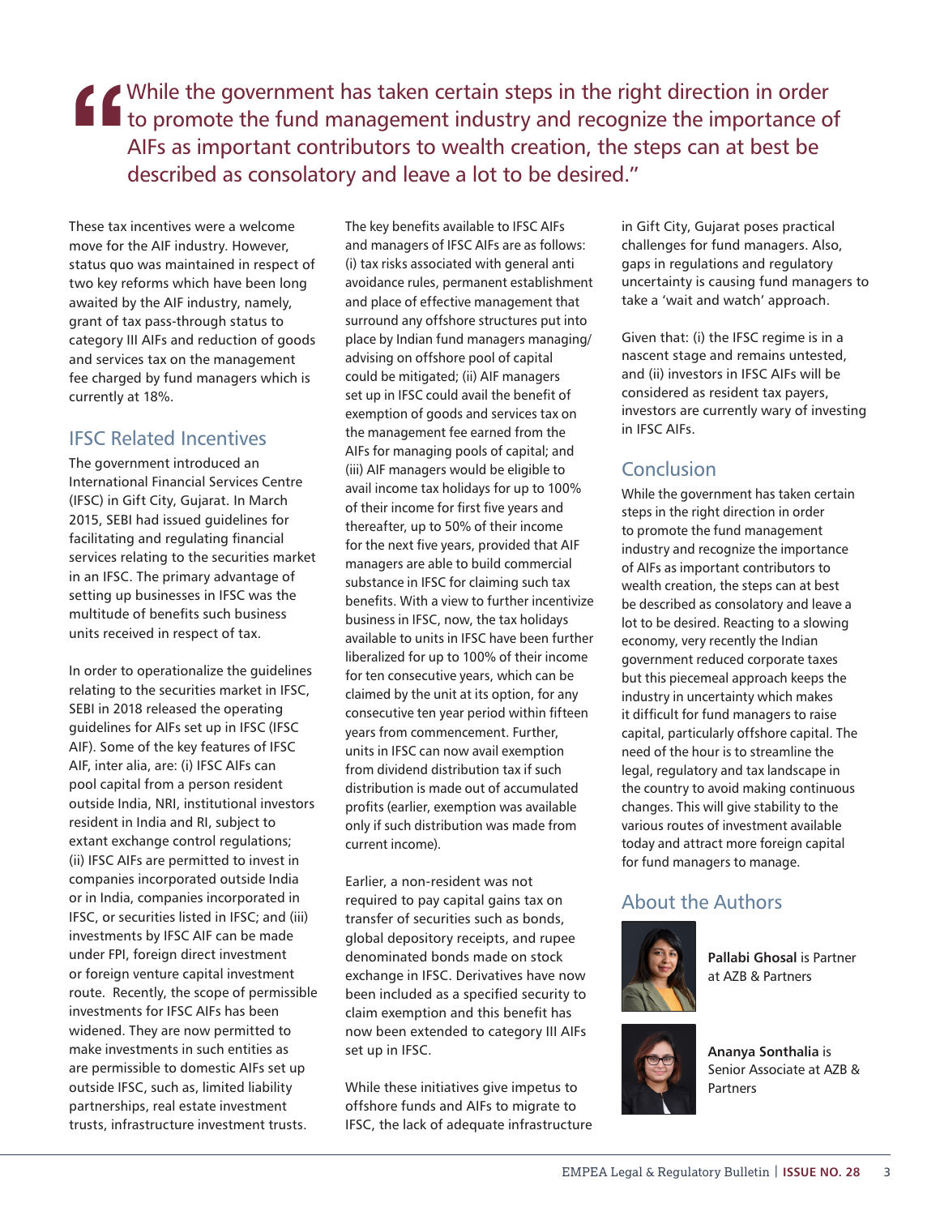> "While the government has taken certain steps in the right direction in order to promote the fund management industry and recognize the importance of AIFs as important contributors to wealth creation, the steps can at best be described as consolatory and leave a lot to be desired."

These tax incentives were a welcome move for the AIF industry. However, status quo was maintained in respect of two key reforms which have been long awaited by the AIF industry, namely, grant of tax pass-through status to category III AIFs and reduction of goods and services tax on the management fee charged by fund managers which is currently at 18%.

## IFSC Related Incentives

The government introduced an International Financial Services Centre (IFSC) in Gift City, Gujarat. In March 2015, SEBI had issued guidelines for facilitating and regulating financial services relating to the securities market in an IFSC. The primary advantage of setting up businesses in IFSC was the multitude of benefits such business units received in respect of tax.

In order to operationalize the guidelines relating to the securities market in IFSC, SEBI in 2018 released the operating guidelines for AIFs set up in IFSC (IFSC AIF). Some of the key features of IFSC AIF, inter alia, are: (i) IFSC AIFs can pool capital from a person resident outside India, NRI, institutional investors resident in India and RI, subject to extant exchange control regulations; (ii) IFSC AIFs are permitted to invest in companies incorporated outside India or in India, companies incorporated in IFSC, or securities listed in IFSC; and (iii) investments by IFSC AIF can be made under FPI, foreign direct investment or foreign venture capital investment route. Recently, the scope of permissible investments for IFSC AIFs has been widened. They are now permitted to make investments in such entities as are permissible to domestic AIFs set up outside IFSC, such as, limited liability partnerships, real estate investment trusts, infrastructure investment trusts.

The key benefits available to IFSC AIFs and managers of IFSC AIFs are as follows: (i) tax risks associated with general anti avoidance rules, permanent establishment and place of effective management that surround any offshore structures put into place by Indian fund managers managing/advising on offshore pool of capital could be mitigated; (ii) AIF managers set up in IFSC could avail the benefit of exemption of goods and services tax on the management fee earned from the AIFs for managing pools of capital; and (iii) AIF managers would be eligible to avail income tax holidays for up to 100% of their income for first five years and thereafter, up to 50% of their income for the next five years, provided that AIF managers are able to build commercial substance in IFSC for claiming such tax benefits. With a view to further incentivize business in IFSC, now, the tax holidays available to units in IFSC have been further liberalized for up to 100% of their income for ten consecutive years, which can be claimed by the unit at its option, for any consecutive ten year period within fifteen years from commencement. Further, units in IFSC can now avail exemption from dividend distribution tax if such distribution is made out of accumulated profits (earlier, exemption was available only if such distribution was made from current income).

Earlier, a non-resident was not required to pay capital gains tax on transfer of securities such as bonds, global depository receipts, and rupee denominated bonds made on stock exchange in IFSC. Derivatives have now been included as a specified security to claim exemption and this benefit has now been extended to category III AIFs set up in IFSC.

While these initiatives give impetus to offshore funds and AIFs to migrate to IFSC, the lack of adequate infrastructure in Gift City, Gujarat poses practical challenges for fund managers. Also, gaps in regulations and regulatory uncertainty is causing fund managers to take a 'wait and watch' approach.

Given that: (i) the IFSC regime is in a nascent stage and remains untested, and (ii) investors in IFSC AIFs will be considered as resident tax payers, investors are currently wary of investing in IFSC AIFs.

## Conclusion

While the government has taken certain steps in the right direction in order to promote the fund management industry and recognize the importance of AIFs as important contributors to wealth creation, the steps can at best be described as consolatory and leave a lot to be desired. Reacting to a slowing economy, very recently the Indian government reduced corporate taxes but this piecemeal approach keeps the industry in uncertainty which makes it difficult for fund managers to raise capital, particularly offshore capital. The need of the hour is to streamline the legal, regulatory and tax landscape in the country to avoid making continuous changes. This will give stability to the various routes of investment available today and attract more foreign capital for fund managers to manage.

## About the Authors

**Pallabi Ghosal** is Partner at AZB & Partners

**Ananya Sonthalia** is Senior Associate at AZB & Partners